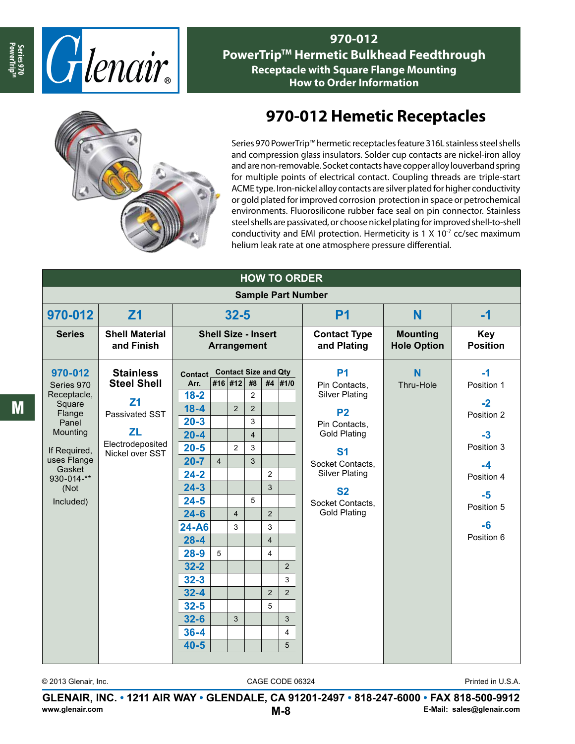# 970-012
## PowerTrip™ Hermetic Bulkhead Feedthrough
### Receptacle with Square Flange Mounting
### How to Order Information

## 970-012 Hemetic Receptacles

Series 970 PowerTrip™ hermetic receptacles feature 316L stainless steel shells and compression glass insulators. Solder cup contacts are nickel-iron alloy and are non-removable. Socket contacts have copper alloy louverband spring for multiple points of electrical contact. Coupling threads are triple-start ACME type. Iron-nickel alloy contacts are silver plated for higher conductivity or gold plated for improved corrosion protection in space or petrochemical environments. Fluorosilicone rubber face seal on pin connector. Stainless steel shells are passivated, or choose nickel plating for improved shell-to-shell conductivity and EMI protection. Hermeticity is 1 X $10^{-7}$ cc/sec maximum helium leak rate at one atmosphere pressure differential.

### HOW TO ORDER

**Sample Part Number**

| 970-012 | Z1 | 32-5 | P1 | N | -1 |
|---|---|---|---|---|---|
| **Series** | **Shell Material and Finish** | **Shell Size - Insert Arrangement** | **Contact Type and Plating** | **Mounting Hole Option** | **Key Position** |
| **970-012** Series 970 Receptacle, Square Flange Panel Mounting. If Required, uses Flange Gasket 930-014-** (Not Included) | **Stainless Steel Shell** — **Z1** Passivated SST; **ZL** Electrodeposited Nickel over SST | See table below | **P1** Pin Contacts, Silver Plating; **P2** Pin Contacts, Gold Plating; **S1** Socket Contacts, Silver Plating; **S2** Socket Contacts, Gold Plating | **N** Thru-Hole | **-1** Position 1; **-2** Position 2; **-3** Position 3; **-4** Position 4; **-5** Position 5; **-6** Position 6 |

**Shell Size - Insert Arrangement**

| Contact Arr. | Contact Size and Qty #16 | #12 | #8 | #4 | #1/0 |
|---|---|---|---|---|---|
| 18-2 | | | 2 | | |
| 18-4 | | 2 | 2 | | |
| 20-3 | | | 3 | | |
| 20-4 | | | 4 | | |
| 20-5 | | 2 | 3 | | |
| 20-7 | 4 | | 3 | | |
| 24-2 | | | | 2 | |
| 24-3 | | | | 3 | |
| 24-5 | | | 5 | | |
| 24-6 | | 4 | | 2 | |
| 24-A6 | | 3 | | 3 | |
| 28-4 | | | | 4 | |
| 28-9 | 5 | | | 4 | |
| 32-2 | | | | | 2 |
| 32-3 | | | | | 3 |
| 32-4 | | | | 2 | 2 |
| 32-5 | | | | 5 | |
| 32-6 | | 3 | | | 3 |
| 36-4 | | | | | 4 |
| 40-5 | | | | | 5 |

© 2013 Glenair, Inc. CAGE CODE 06324 Printed in U.S.A.

**GLENAIR, INC. • 1211 AIR WAY • GLENDALE, CA 91201-2497 • 818-247-6000 • FAX 818-500-9912**
www.glenair.com E-Mail: sales@glenair.com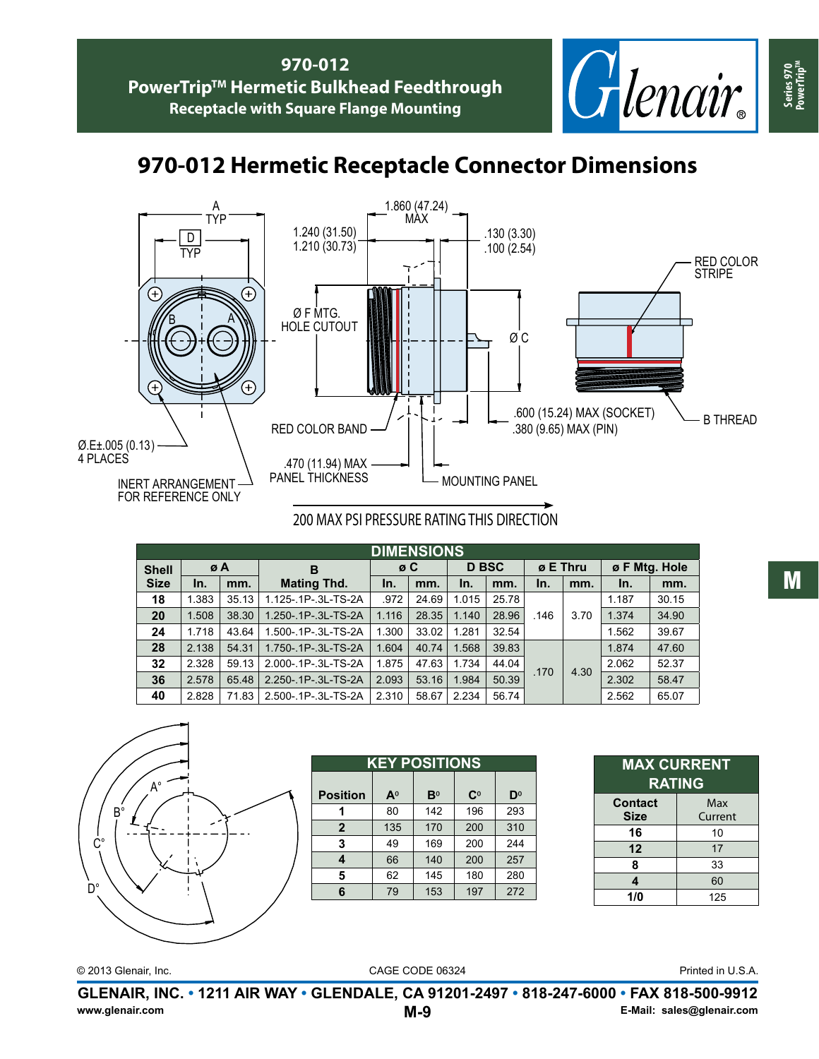# 970-012 Hermetic Receptacle Connector Dimensions

A TYP

D TYP

1.860 (47.24) MAX

1.240 (31.50)
1.210 (30.73)

.130 (3.30)
.100 (2.54)

RED COLOR STRIPE

Ø F MTG. HOLE CUTOUT

Ø C

B THREAD

.600 (15.24) MAX (SOCKET)
.380 (9.65) MAX (PIN)

RED COLOR BAND

Ø.E±.005 (0.13)
4 PLACES

.470 (11.94) MAX PANEL THICKNESS

MOUNTING PANEL

INERT ARRANGEMENT FOR REFERENCE ONLY

200 MAX PSI PRESSURE RATING THIS DIRECTION

| DIMENSIONS | | | | | | | | | | | |
|---|---|---|---|---|---|---|---|---|---|---|---|
| Shell Size | ø A | | B | ø C | | D BSC | | ø E Thru | | ø F Mtg. Hole | |
| | In. | mm. | Mating Thd. | In. | mm. | In. | mm. | In. | mm. | In. | mm. |
| 18 | 1.383 | 35.13 | 1.125-.1P-.3L-TS-2A | .972 | 24.69 | 1.015 | 25.78 | .146 | 3.70 | 1.187 | 30.15 |
| 20 | 1.508 | 38.30 | 1.250-.1P-.3L-TS-2A | 1.116 | 28.35 | 1.140 | 28.96 | .146 | 3.70 | 1.374 | 34.90 |
| 24 | 1.718 | 43.64 | 1.500-.1P-.3L-TS-2A | 1.300 | 33.02 | 1.281 | 32.54 | .146 | 3.70 | 1.562 | 39.67 |
| 28 | 2.138 | 54.31 | 1.750-.1P-.3L-TS-2A | 1.604 | 40.74 | 1.568 | 39.83 | .170 | 4.30 | 1.874 | 47.60 |
| 32 | 2.328 | 59.13 | 2.000-.1P-.3L-TS-2A | 1.875 | 47.63 | 1.734 | 44.04 | .170 | 4.30 | 2.062 | 52.37 |
| 36 | 2.578 | 65.48 | 2.250-.1P-.3L-TS-2A | 2.093 | 53.16 | 1.984 | 50.39 | .170 | 4.30 | 2.302 | 58.47 |
| 40 | 2.828 | 71.83 | 2.500-.1P-.3L-TS-2A | 2.310 | 58.67 | 2.234 | 56.74 | .170 | 4.30 | 2.562 | 65.07 |

A°
B°
C°
D°

| KEY POSITIONS | | | | |
|---|---|---|---|---|
| Position | A° | B° | C° | D° |
| 1 | 80 | 142 | 196 | 293 |
| 2 | 135 | 170 | 200 | 310 |
| 3 | 49 | 169 | 200 | 244 |
| 4 | 66 | 140 | 200 | 257 |
| 5 | 62 | 145 | 180 | 280 |
| 6 | 79 | 153 | 197 | 272 |

| MAX CURRENT RATING | |
|---|---|
| Contact Size | Max Current |
| 16 | 10 |
| 12 | 17 |
| 8 | 33 |
| 4 | 60 |
| 1/0 | 125 |

© 2013 Glenair, Inc. CAGE CODE 06324 Printed in U.S.A.

**GLENAIR, INC. • 1211 AIR WAY • GLENDALE, CA 91201-2497 • 818-247-6000 • FAX 818-500-9912**

www.glenair.com M-9 E-Mail: sales@glenair.com